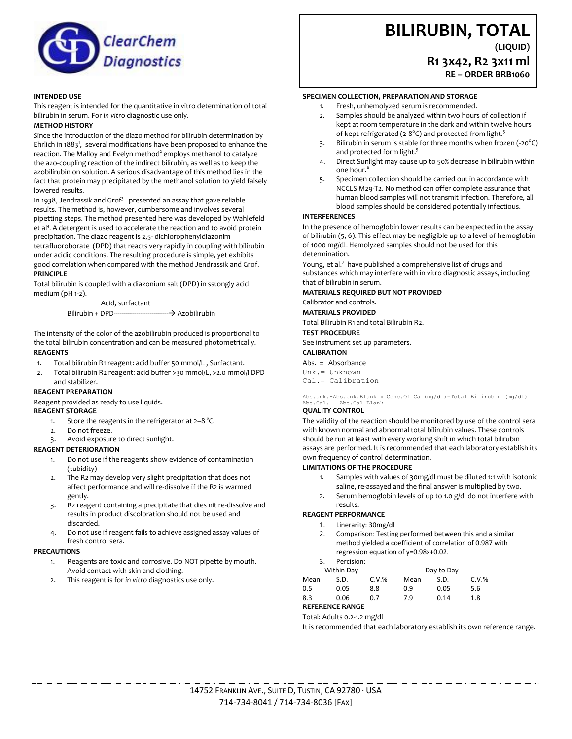# BILIRUBIN, TOTAL

**(LIQUID)**

**R1 3x42, R2 3x11 ml**

**RE – ORDER BRB1060**

**INTENDED USE**

This reagent is intended for the quantitative in vitro determination of total bilirubin in serum. For *in vitro* diagnostic use only.

**METHOD HISTORY**

Since the introduction of the diazo method for bilirubin determination by Ehrlich in 1883[1], several modifications have been proposed to enhance the reaction. The Malloy and Evelyn method[2] employs methanol to catalyze the azo-coupling reaction of the indirect bilirubin, as well as to keep the azobilirubin on solution. A serious disadvantage of this method lies in the fact that protein may precipitated by the methanol solution to yield falsely lowered results.

In 1938, Jendrassik and Grof[3] . presented an assay that gave reliable results. The method is, however, cumbersome and involves several pipetting steps. The method presented here was developed by Wahlefeld et al[4]. A detergent is used to accelerate the reaction and to avoid protein precipitation. The diazo reagent is 2,5- dichlorophenyldiazonim tetrafluoroborate (DPD) that reacts very rapidly in coupling with bilirubin under acidic conditions. The resulting procedure is simple, yet exhibits good correlation when compared with the method Jendrassik and Grof.

**PRINCIPLE**

Total bilirubin is coupled with a diazonium salt (DPD) in sstongly acid medium (pH 1-2).

$$\text{Bilirubin} + \text{DPD} \xrightarrow{\text{Acid, surfactant}} \text{Azobilirubin}$$

The intensity of the color of the azobilirubin produced is proportional to the total bilirubin concentration and can be measured photometrically.

**REAGENTS**

1. Total bilirubin R1 reagent: acid buffer 50 mmol/L , Surfactant.
2. Total bilirubin R2 reagent: acid buffer >30 mmol/L, >2.0 mmol/l DPD and stabilizer.

**REAGENT PREPARATION**

Reagent provided as ready to use liquids.

**REAGENT STORAGE**

1. Store the reagents in the refrigerator at 2–8 °C.
2. Do not freeze.
3. Avoid exposure to direct sunlight.

**REAGENT DETERIORATION**

1. Do not use if the reagents show evidence of contamination (tubidity)
2. The R2 may develop very slight precipitation that does not affect performance and will re-dissolve if the R2 is warmed gently.
3. R2 reagent containing a precipitate that dies nit re-dissolve and results in product discoloration should not be used and discarded.
4. Do not use if reagent fails to achieve assigned assay values of fresh control sera.

**PRECAUTIONS**

1. Reagents are toxic and corrosive. Do NOT pipette by mouth. Avoid contact with skin and clothing.
2. This reagent is for *in vitro* diagnostics use only.

**SPECIMEN COLLECTION, PREPARATION AND STORAGE**

1. Fresh, unhemolyzed serum is recommended.
2. Samples should be analyzed within two hours of collection if kept at room temperature in the dark and within twelve hours of kept refrigerated (2-8°C) and protected from light.[5]
3. Bilirubin in serum is stable for three months when frozen (-20°C) and protected form light.[5]
4. Direct Sunlight may cause up to 50% decrease in bilirubin within one hour.[6]
5. Specimen collection should be carried out in accordance with NCCLS M29-T2. No method can offer complete assurance that human blood samples will not transmit infection. Therefore, all blood samples should be considered potentially infectious.

**INTERFERENCES**

In the presence of hemoglobin lower results can be expected in the assay of bilirubin (5, 6). This effect may be negligible up to a level of hemoglobin of 1000 mg/dL Hemolyzed samples should not be used for this determination.

Young, et al.[7] have published a comprehensive list of drugs and substances which may interfere with in vitro diagnostic assays, including that of bilirubin in serum.

**MATERIALS REQUIRED BUT NOT PROVIDED**

Calibrator and controls.

**MATERIALS PROVIDED**

Total Bilirubin R1 and total Bilirubin R2.

**TEST PROCEDURE**

See instrument set up parameters.

**CALIBRATION**

Abs. = Absorbance
Unk.= Unknown
Cal.= Calibration

$$\frac{\text{Abs.Unk.} - \text{Abs.Unk.Blank}}{\text{Abs.Cal.} - \text{Abs.Cal Blank}} \times \text{Conc.Of Cal (mg/dl)} = \text{Total Bilirubin (mg/dl)}$$

**QUALITY CONTROL**

The validity of the reaction should be monitored by use of the control sera with known normal and abnormal total bilirubin values. These controls should be run at least with every working shift in which total bilirubin assays are performed. It is recommended that each laboratory establish its own frequency of control determination.

**LIMITATIONS OF THE PROCEDURE**

1. Samples with values of 30mg/dl must be diluted 1:1 with isotonic saline, re-assayed and the final answer is multiplied by two.
2. Serum hemoglobin levels of up to 1.0 g/dl do not interfere with results.

**REAGENT PERFORMANCE**

1. Linearity: 30mg/dl
2. Comparison: Testing performed between this and a similar method yielded a coefficient of correlation of 0.987 with regression equation of y=0.98x+0.02.
3. Percision:

| Within Day | | | Day to Day | | |
|---|---|---|---|---|---|
| Mean | S.D. | C.V.% | Mean | S.D. | C.V.% |
| 0.5 | 0.05 | 8.8 | 0.9 | 0.05 | 5.6 |
| 8.3 | 0.06 | 0.7 | 7.9 | 0.14 | 1.8 |

**REFERENCE RANGE**

Total: Adults 0.2-1.2 mg/dl

It is recommended that each laboratory establish its own reference range.

14752 Franklin Ave., Suite D, Tustin, CA 92780 · USA
714-734-8041 / 714-734-8036 [Fax]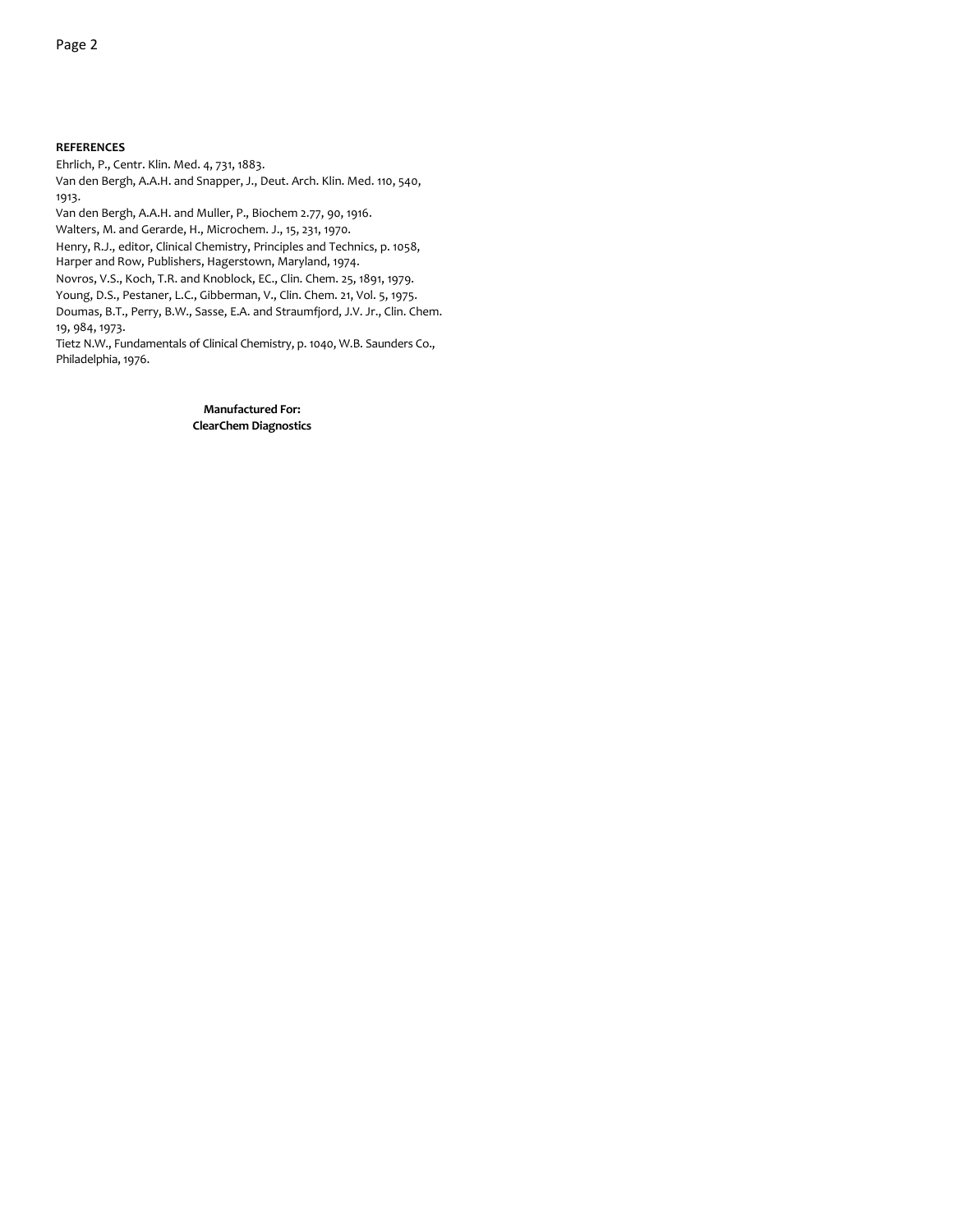**REFERENCES**

Ehrlich, P., Centr. Klin. Med. 4, 731, 1883.
Van den Bergh, A.A.H. and Snapper, J., Deut. Arch. Klin. Med. 110, 540, 1913.
Van den Bergh, A.A.H. and Muller, P., Biochem 2.77, 90, 1916.
Walters, M. and Gerarde, H., Microchem. J., 15, 231, 1970.
Henry, R.J., editor, Clinical Chemistry, Principles and Technics, p. 1058, Harper and Row, Publishers, Hagerstown, Maryland, 1974.
Novros, V.S., Koch, T.R. and Knoblock, EC., Clin. Chem. 25, 1891, 1979.
Young, D.S., Pestaner, L.C., Gibberman, V., Clin. Chem. 21, Vol. 5, 1975.
Doumas, B.T., Perry, B.W., Sasse, E.A. and Straumfjord, J.V. Jr., Clin. Chem. 19, 984, 1973.
Tietz N.W., Fundamentals of Clinical Chemistry, p. 1040, W.B. Saunders Co., Philadelphia, 1976.

**Manufactured For:**
**ClearChem Diagnostics**